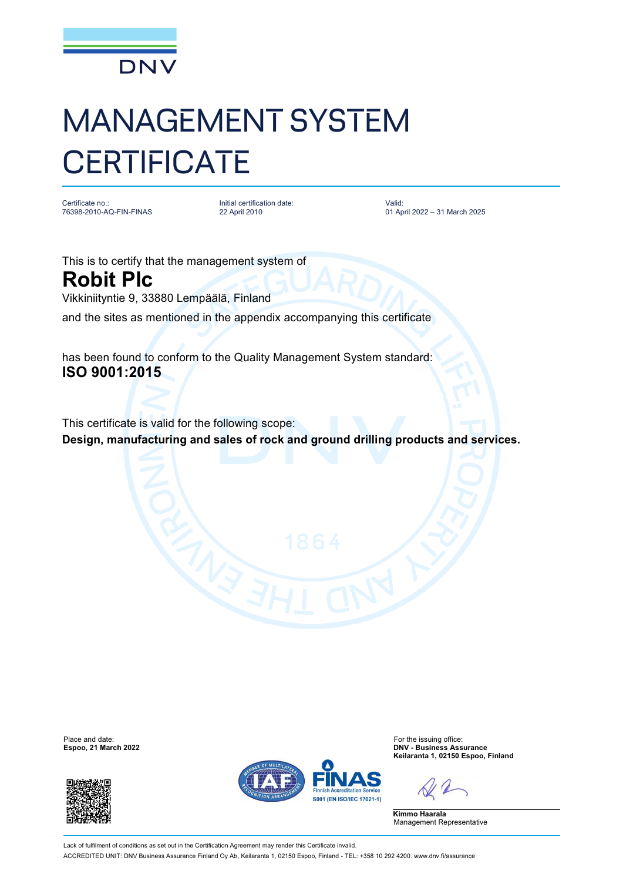DNV

# MANAGEMENT SYSTEM CERTIFICATE

Certificate no.:
76398-2010-AQ-FIN-FINAS

Initial certification date:
22 April 2010

Valid:
01 April 2022 – 31 March 2025

This is to certify that the management system of

## Robit Plc

Vikkiniityntie 9, 33880 Lempäälä, Finland

and the sites as mentioned in the appendix accompanying this certificate

has been found to conform to the Quality Management System standard:

**ISO 9001:2015**

This certificate is valid for the following scope:

**Design, manufacturing and sales of rock and ground drilling products and services.**

Place and date:
**Espoo, 21 March 2022**

For the issuing office:
**DNV - Business Assurance**
**Keilaranta 1, 02150 Espoo, Finland**

FINAS
Finnish Accreditation Service
S001 (EN ISO/IEC 17021-1)

**Kimmo Haarala**
Management Representative

Lack of fulfilment of conditions as set out in the Certification Agreement may render this Certificate invalid.

ACCREDITED UNIT: DNV Business Assurance Finland Oy Ab, Keilaranta 1, 02150 Espoo, Finland - TEL: +358 10 292 4200. www.dnv.fi/assurance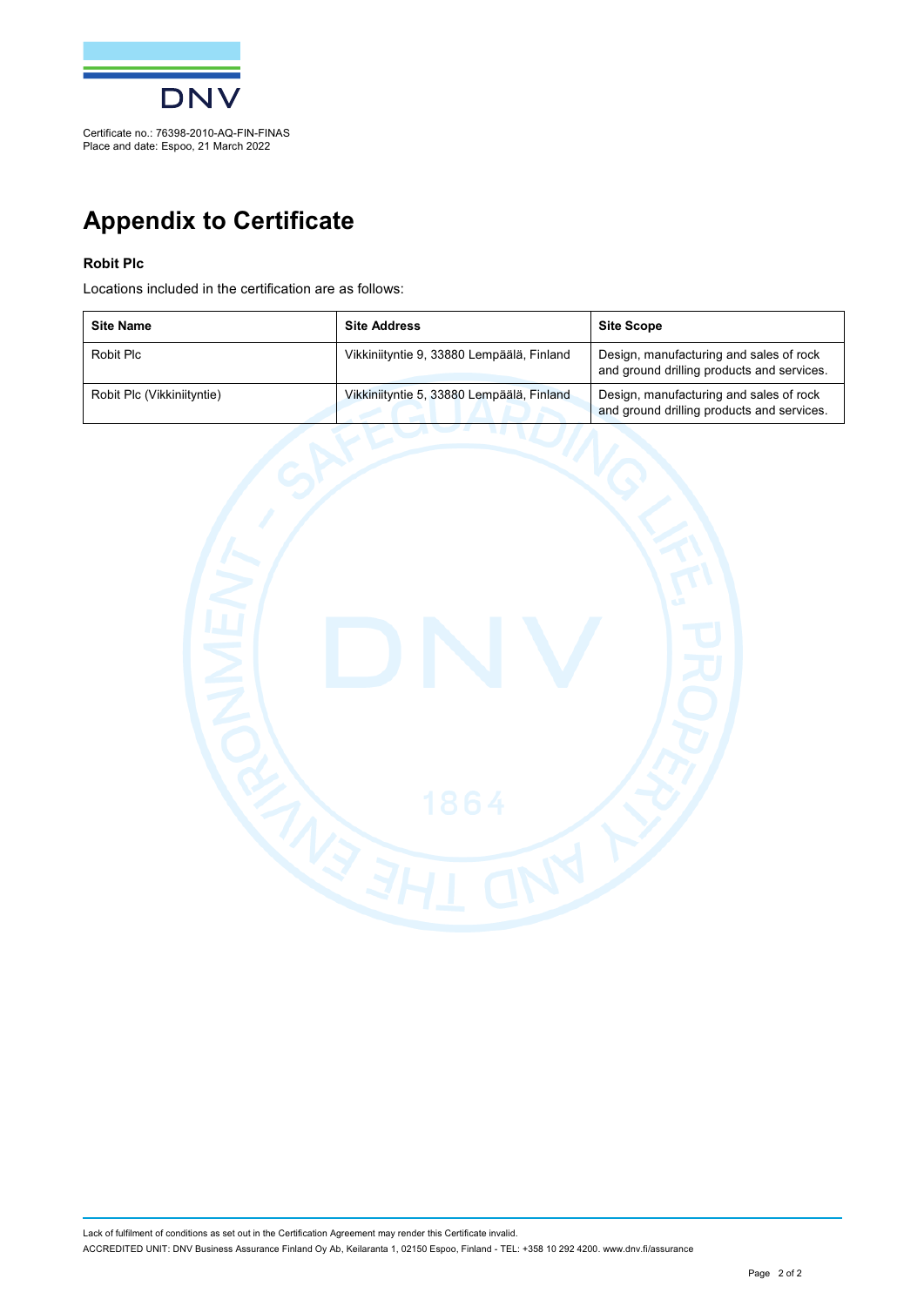Certificate no.: 76398-2010-AQ-FIN-FINAS
Place and date: Espoo, 21 March 2022

# Appendix to Certificate

**Robit Plc**

Locations included in the certification are as follows:

| Site Name | Site Address | Site Scope |
|---|---|---|
| Robit Plc | Vikkiniityntie 9, 33880 Lempäälä, Finland | Design, manufacturing and sales of rock and ground drilling products and services. |
| Robit Plc (Vikkiniityntie) | Vikkiniityntie 5, 33880 Lempäälä, Finland | Design, manufacturing and sales of rock and ground drilling products and services. |

Lack of fulfilment of conditions as set out in the Certification Agreement may render this Certificate invalid.

ACCREDITED UNIT: DNV Business Assurance Finland Oy Ab, Keilaranta 1, 02150 Espoo, Finland - TEL: +358 10 292 4200. www.dnv.fi/assurance